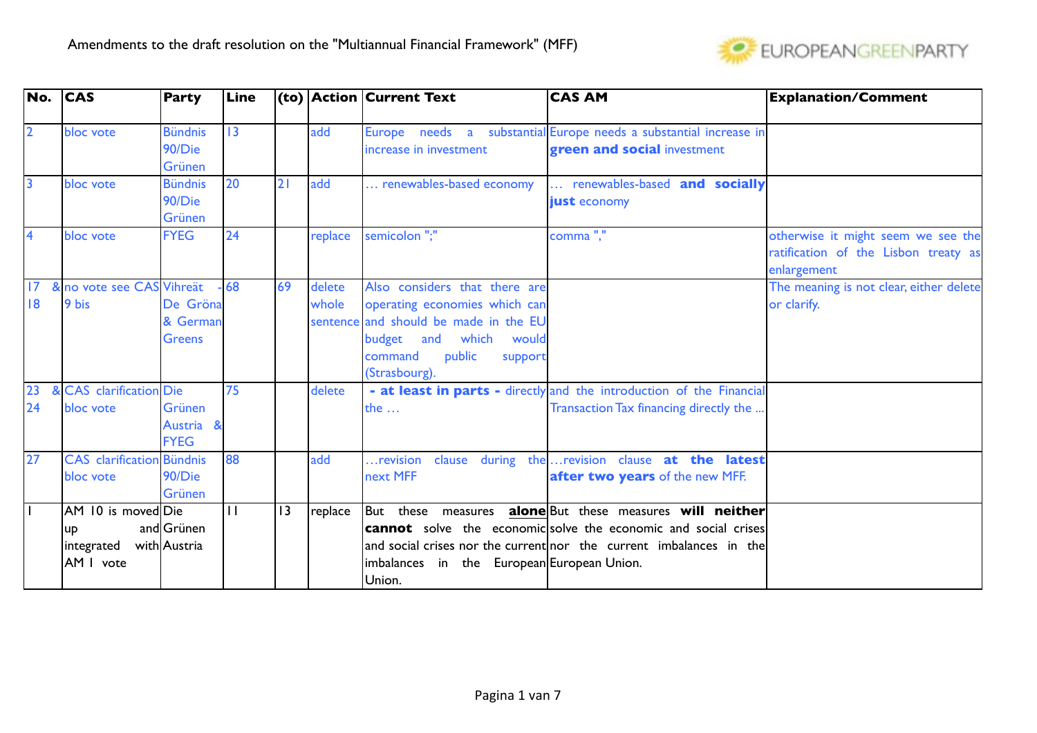Amendments to the draft resolution on the "Multiannual Financial Framework" (MFF)

| No. | CAS | Party | Line | (to) | Action | Current Text | CAS AM | Explanation/Comment |
|---|---|---|---|---|---|---|---|---|
| 2 | bloc vote | Bündnis 90/Die Grünen | 13 | | add | Europe needs a substantial increase in investment | Europe needs a substantial increase in **green and social** investment | |
| 3 | bloc vote | Bündnis 90/Die Grünen | 20 | 21 | add | … renewables-based economy | … renewables-based **and socially just** economy | |
| 4 | bloc vote | FYEG | 24 | | replace | semicolon ";" | comma "," | otherwise it might seem we see the ratification of the Lisbon treaty as enlargement |
| 17 & 18 | no vote see CAS 9 bis | Vihreät - De Gröna & German Greens | 68 | 69 | delete whole sentence | Also considers that there are operating economies which can and should be made in the EU budget and which would command public support (Strasbourg). | | The meaning is not clear, either delete or clarify. |
| 23 & 24 | CAS clarification bloc vote | Die Grünen Austria & FYEG | 75 | | delete | **- at least in parts -** directly the … | and the introduction of the Financial Transaction Tax financing directly the ... | |
| 27 | CAS clarification bloc vote | Bündnis 90/Die Grünen | 88 | | add | …revision clause during the next MFF | …revision clause **at the latest after two years** of the new MFF. | |
| 1 | AM 10 is moved up and integrated with AM 1 vote | Die Grünen Austria | 11 | 13 | replace | But these measures **alone** **cannot** solve the economic and social crises nor the current imbalances in the European Union. | But these measures **will neither** solve the economic and social crises nor the current imbalances in the European Union. | |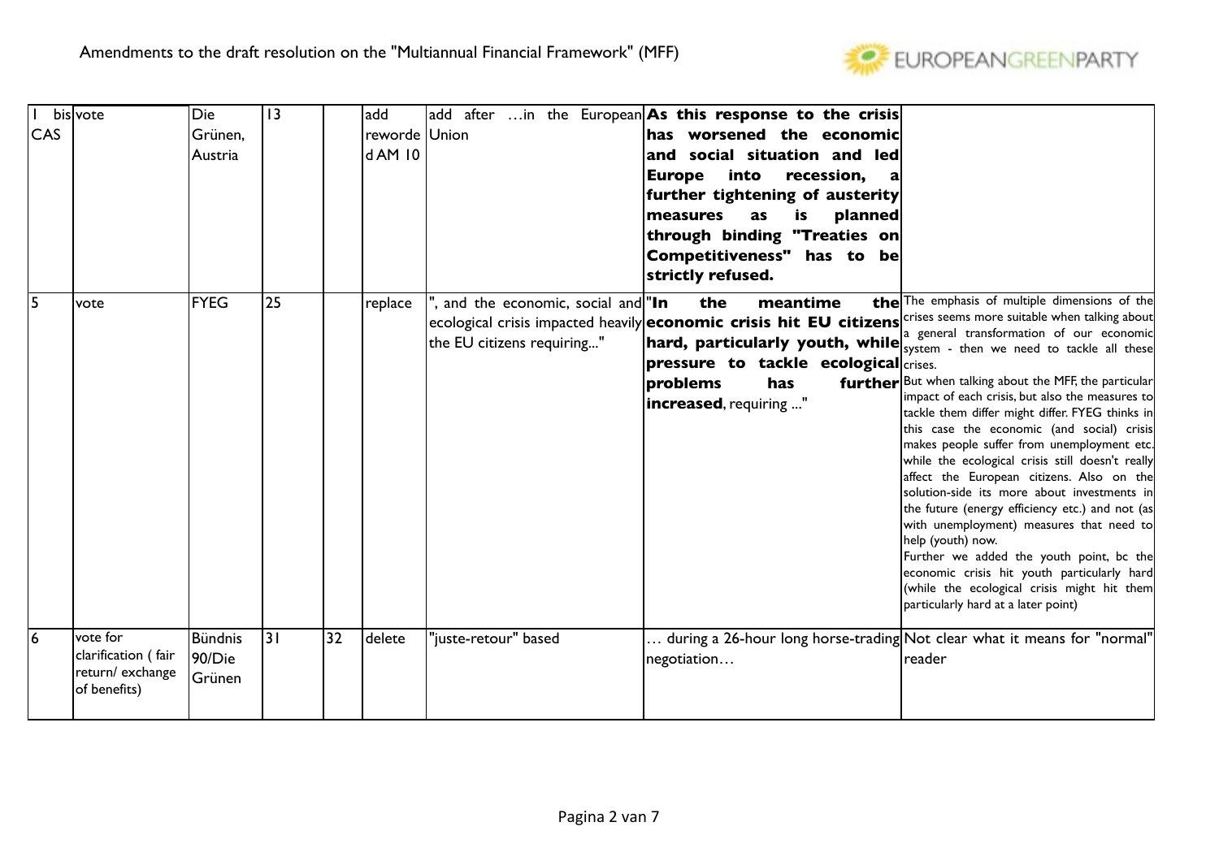Amendments to the draft resolution on the "Multiannual Financial Framework" (MFF)

| | | | | | | | | |
|---|---|---|---|---|---|---|---|---|
| 1 bis CAS | vote | Die Grünen, Austria | 13 | | add reworded AM 10 | add after …in the European Union | **As this response to the crisis has worsened the economic and social situation and led Europe into recession, a further tightening of austerity measures as is planned through binding "Treaties on Competitiveness" has to be strictly refused.** | |
| 5 | vote | FYEG | 25 | | replace | ", and the economic, social and ecological crisis impacted heavily the EU citizens requiring..." | "**In the meantime the economic crisis hit EU citizens hard, particularly youth, while pressure to tackle ecological problems has further increased**, requiring ..." | The emphasis of multiple dimensions of the crises seems more suitable when talking about a general transformation of our economic system - then we need to tackle all these crises. But when talking about the MFF, the particular impact of each crisis, but also the measures to tackle them differ might differ. FYEG thinks in this case the economic (and social) crisis makes people suffer from unemployment etc. while the ecological crisis still doesn't really affect the European citizens. Also on the solution-side its more about investments in the future (energy efficiency etc.) and not (as with unemployment) measures that need to help (youth) now. Further we added the youth point, bc the economic crisis hit youth particularly hard (while the ecological crisis might hit them particularly hard at a later point) |
| 6 | vote for clarification ( fair return/ exchange of benefits) | Bündnis 90/Die Grünen | 31 | 32 | delete | "juste-retour" based | … during a 26-hour long horse-trading negotiation… | Not clear what it means for "normal" reader |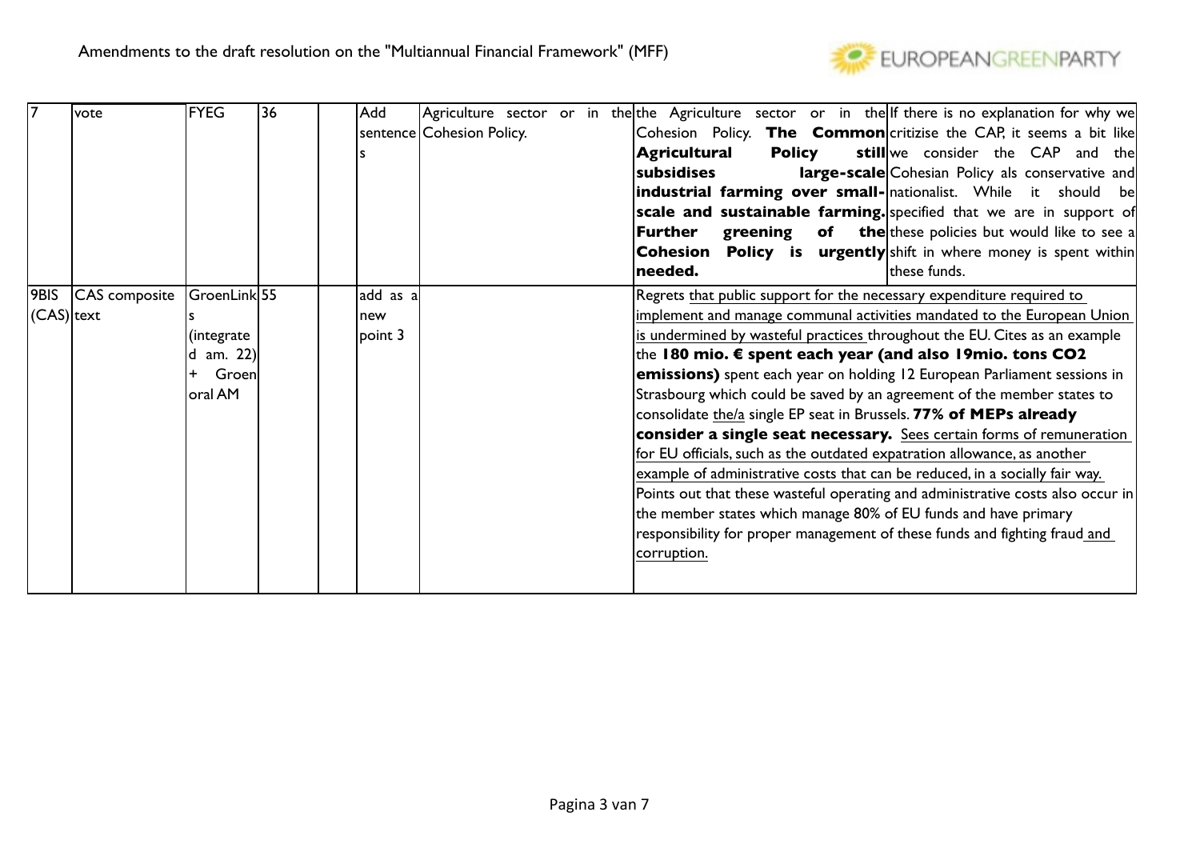Amendments to the draft resolution on the "Multiannual Financial Framework" (MFF)

| | | | | | | | | |
|---|---|---|---|---|---|---|---|---|
| 7 | vote | FYEG | 36 | | Add sentences | Agriculture sector or in the Cohesion Policy. | the Agriculture sector or in the Cohesion Policy. **The Common Agricultural Policy still subsidises large-scale industrial farming over small-scale and sustainable farming. Further greening of the Cohesion Policy is urgently needed.** | If there is no explanation for why we critizise the CAP, it seems a bit like we consider the CAP and the Cohesian Policy als conservative and nationalist. While it should be specified that we are in support of these policies but would like to see a shift in where money is spent within these funds. |
| 9BIS (CAS) | CAS composite text | GroenLinks (integrated am. 22) + Groen oral AM | 55 | | add as a new point 3 | | Regrets <u>that public support for the necessary expenditure required to implement and manage communal activities mandated to the European Union is undermined by wasteful practices</u> throughout the EU. Cites as an example the **180 mio. € spent each year (and also 19mio. tons CO2 emissions)** spent each year on holding 12 European Parliament sessions in Strasbourg which could be saved by an agreement of the member states to consolidate <u>the/a</u> single EP seat in Brussels. **77% of MEPs already consider a single seat necessary.** <u>Sees certain forms of remuneration for EU officials, such as the outdated expatriation allowance, as another example of administrative costs that can be reduced, in a socially fair way.</u> Points out that these wasteful operating and administrative costs also occur in the member states which manage 80% of EU funds and have primary responsibility for proper management of these funds and fighting fraud <u>and corruption.</u> | |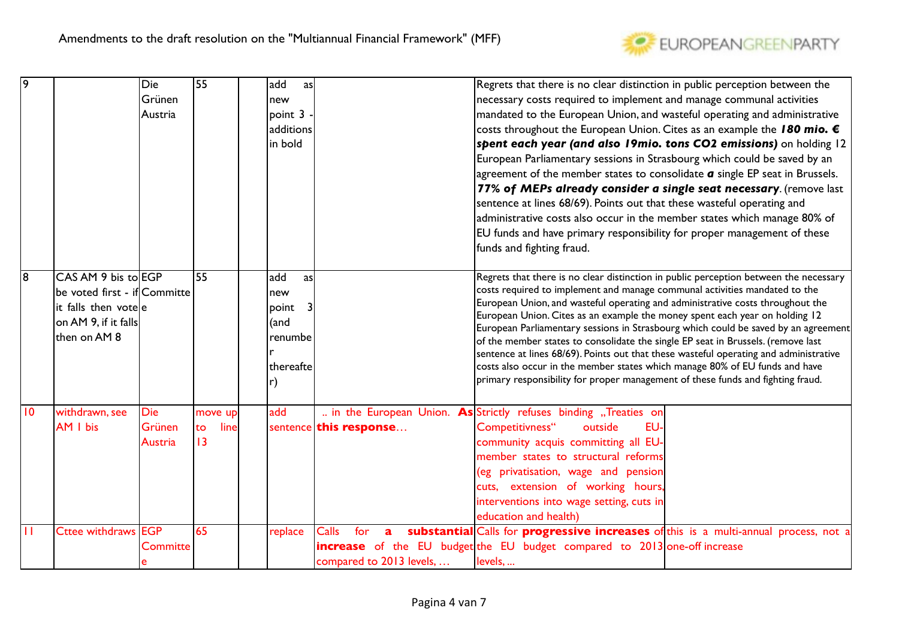Amendments to the draft resolution on the "Multiannual Financial Framework" (MFF)

| | | | | | | | | |
|---|---|---|---|---|---|---|---|---|
| 9 | | Die Grünen Austria | 55 | | add as new point 3 - additions in bold | | Regrets that there is no clear distinction in public perception between the necessary costs required to implement and manage communal activities mandated to the European Union, and wasteful operating and administrative costs throughout the European Union. Cites as an example the ***180 mio. € spent each year (and also 19mio. tons CO2 emissions)*** on holding 12 European Parliamentary sessions in Strasbourg which could be saved by an agreement of the member states to consolidate ***a*** single EP seat in Brussels. ***77% of MEPs already consider a single seat necessary***. (remove last sentence at lines 68/69). Points out that these wasteful operating and administrative costs also occur in the member states which manage 80% of EU funds and have primary responsibility for proper management of these funds and fighting fraud. | |
| 8 | CAS AM 9 bis to be voted first - if it falls then vote on AM 9, if it falls then on AM 8 | EGP Committee | 55 | | add as new point 3 (and renumber thereafter) | | Regrets that there is no clear distinction in public perception between the necessary costs required to implement and manage communal activities mandated to the European Union, and wasteful operating and administrative costs throughout the European Union. Cites as an example the money spent each year on holding 12 European Parliamentary sessions in Strasbourg which could be saved by an agreement of the member states to consolidate the single EP seat in Brussels. (remove last sentence at lines 68/69). Points out that these wasteful operating and administrative costs also occur in the member states which manage 80% of EU funds and have primary responsibility for proper management of these funds and fighting fraud. | |
| 10 | withdrawn, see AM 1 bis | Die Grünen Austria | move up to line 13 | | add sentence | .. in the European Union. **As this response**… | Strictly refuses binding „Treaties on Competitivness" outside EU-community acquis committing all EU-member states to structural reforms (eg privatisation, wage and pension cuts, extension of working hours, interventions into wage setting, cuts in education and health) | |
| 11 | Cttee withdraws | EGP Committee | 65 | | replace | Calls for a **substantial increase** of the EU budget compared to 2013 levels, … | Calls for **progressive increases** of the EU budget compared to 2013 levels, ... | this is a multi-annual process, not a one-off increase |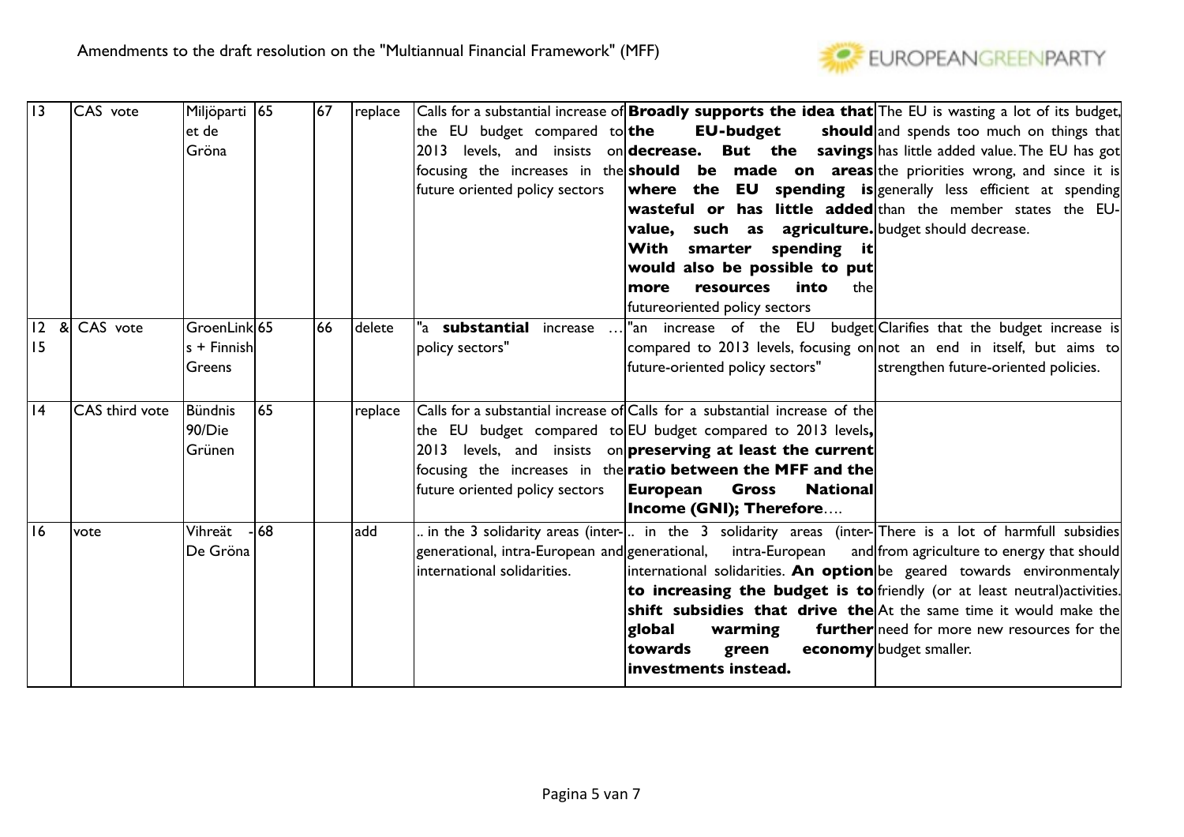Amendments to the draft resolution on the "Multiannual Financial Framework" (MFF)

| | | | | | | | | |
|---|---|---|---|---|---|---|---|---|
| 13 | CAS vote | Miljöpartiet de Gröna | 65 | 67 | replace | Calls for a substantial increase of the EU budget compared to 2013 levels, and insists on focusing the increases in the future oriented policy sectors | **Broadly supports the idea that the EU-budget should decrease. But the savings should be made on areas where the EU spending is wasteful or has little added value, such as agriculture. With smarter spending it would also be possible to put more resources into** the futureoriented policy sectors | The EU is wasting a lot of its budget, and spends too much on things that has little added value. The EU has got the priorities wrong, and since it is generally less efficient at spending than the member states the EU-budget should decrease. |
| 12 & 15 | CAS vote | GroenLinks + Finnish Greens | 65 | 66 | delete | "a **substantial** increase … policy sectors" | "an increase of the EU budget compared to 2013 levels, focusing on future-oriented policy sectors" | Clarifies that the budget increase is not an end in itself, but aims to strengthen future-oriented policies. |
| 14 | CAS third vote | Bündnis 90/Die Grünen | 65 | | replace | Calls for a substantial increase of the EU budget compared to 2013 levels, and insists on focusing the increases in the future oriented policy sectors | Calls for a substantial increase of the EU budget compared to 2013 levels**, preserving at least the current ratio between the MFF and the European Gross National Income (GNI); Therefore**…. | |
| 16 | vote | Vihreät - De Gröna | 68 | | add | .. in the 3 solidarity areas (inter-generational, intra-European and international solidarities. | .. in the 3 solidarity areas (inter-generational, intra-European and international solidarities. **An option to increasing the budget is to shift subsidies that drive the global warming further towards green economy investments instead.** | There is a lot of harmfull subsidies from agriculture to energy that should be geared towards environmentaly friendly (or at least neutral)activities. At the same time it would make the need for more new resources for the budget smaller. |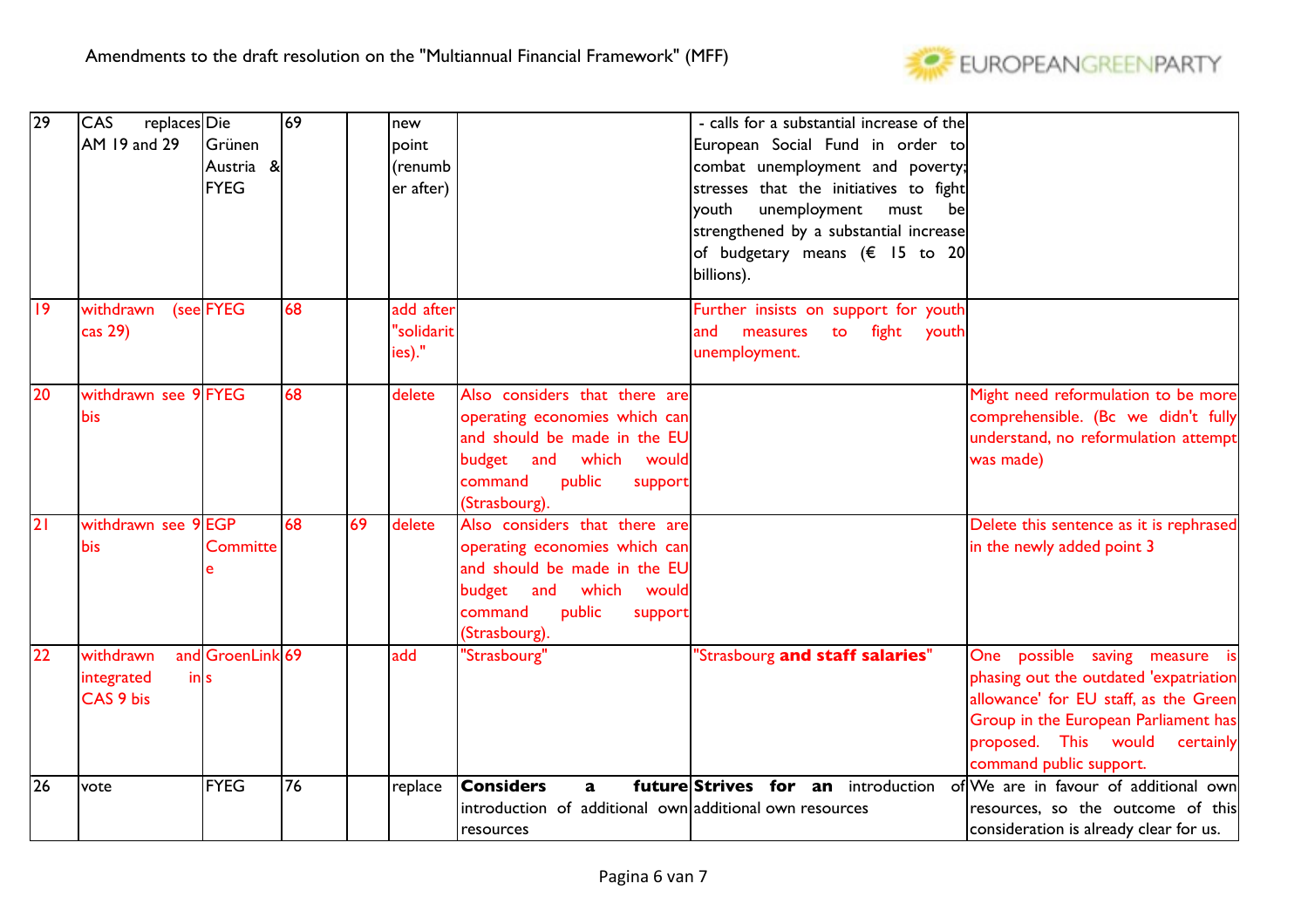| 29 | CAS replaces AM 19 and 29 | Die Grünen Austria & FYEG | 69 | | new point (renumber after) | | - calls for a substantial increase of the European Social Fund in order to combat unemployment and poverty; stresses that the initiatives to fight youth unemployment must be strengthened by a substantial increase of budgetary means (€ 15 to 20 billions). | |
|---|---|---|---|---|---|---|---|---|
| 19 | withdrawn (see cas 29) | FYEG | 68 | | add after "solidarities)." | | Further insists on support for youth and measures to fight youth unemployment. | |
| 20 | withdrawn see 9 bis | FYEG | 68 | | delete | Also considers that there are operating economies which can and should be made in the EU budget and which would command public support (Strasbourg). | | Might need reformulation to be more comprehensible. (Bc we didn't fully understand, no reformulation attempt was made) |
| 21 | withdrawn see 9 bis | EGP Committee | 68 | 69 | delete | Also considers that there are operating economies which can and should be made in the EU budget and which would command public support (Strasbourg). | | Delete this sentence as it is rephrased in the newly added point 3 |
| 22 | withdrawn and integrated in CAS 9 bis | GroenLinks | 69 | | add | "Strasbourg" | "Strasbourg **and staff salaries**" | One possible saving measure is phasing out the outdated 'expatriation allowance' for EU staff, as the Green Group in the European Parliament has proposed. This would certainly command public support. |
| 26 | vote | FYEG | 76 | | replace | **Considers a future** introduction of additional own resources | **Strives for an** introduction of additional own resources | We are in favour of additional own resources, so the outcome of this consideration is already clear for us. |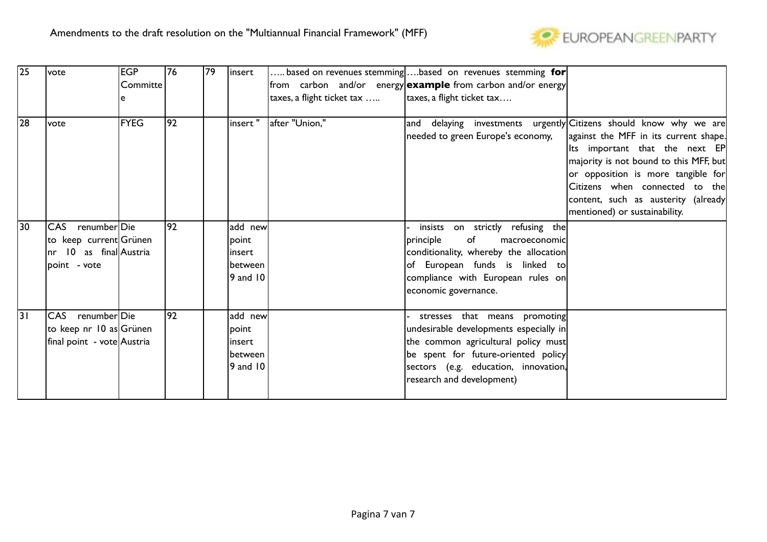Amendments to the draft resolution on the "Multiannual Financial Framework" (MFF)

| | | | | | | | | |
|---|---|---|---|---|---|---|---|---|
| 25 | vote | EGP Committee | 76 | 79 | insert | ….. based on revenues stemming from carbon and/or energy taxes, a flight ticket tax ….. | ….based on revenues stemming **for example** from carbon and/or energy taxes, a flight ticket tax…. | |
| 28 | vote | FYEG | 92 | | insert " | after "Union," | and delaying investments urgently needed to green Europe's economy, | Citizens should know why we are against the MFF in its current shape. Its important that the next EP majority is not bound to this MFF, but or opposition is more tangible for Citizens when connected to the content, such as austerity (already mentioned) or sustainability. |
| 30 | CAS renumber to keep current nr 10 as final point - vote | Die Grünen Austria | 92 | | add new point insert between 9 and 10 | | - insists on strictly refusing the principle of macroeconomic conditionality, whereby the allocation of European funds is linked to compliance with European rules on economic governance. | |
| 31 | CAS renumber to keep nr 10 as final point - vote | Die Grünen Austria | 92 | | add new point insert between 9 and 10 | | - stresses that means promoting undesirable developments especially in the common agricultural policy must be spent for future-oriented policy sectors (e.g. education, innovation, research and development) | |